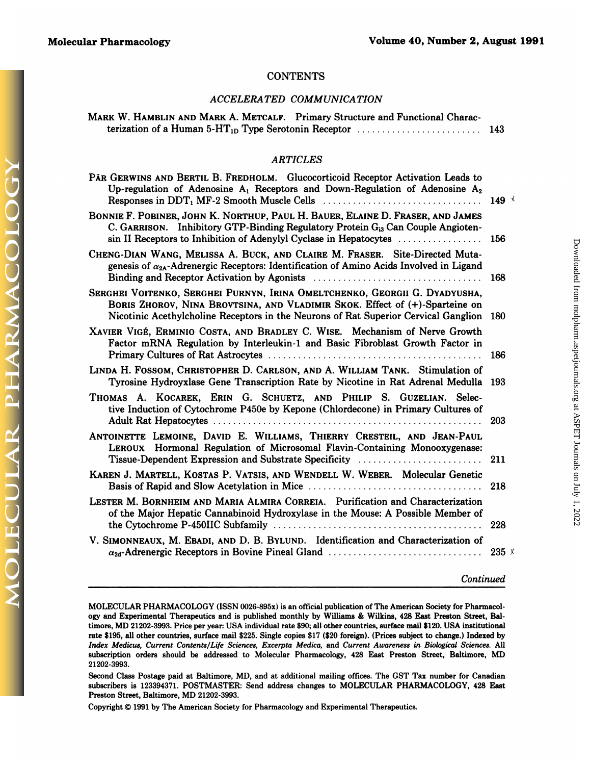# CONTENTS

## *ACCELERATED COMMUNICATION*

MARK W. HAMBLIN AND MARK A. METCALF. Primary Structure and Functional Characterization of a Human 5-$HT_{1D}$ Type Serotonin Receptor ......................... 143

## *ARTICLES*

PÄR GERWINS AND BERTIL B. FREDHOLM. Glucocorticoid Receptor Activation Leads to Up-regulation of Adenosine $A_1$ Receptors and Down-Regulation of Adenosine $A_2$ Responses in $DDT_1$ MF-2 Smooth Muscle Cells ............................... 149

BONNIE F. POBINER, JOHN K. NORTHUP, PAUL H. BAUER, ELAINE D. FRASER, AND JAMES C. GARRISON. Inhibitory GTP-Binding Regulatory Protein $G_{i3}$ Can Couple Angiotensin II Receptors to Inhibition of Adenylyl Cyclase in Hepatocytes ................ 156

CHENG-DIAN WANG, MELISSA A. BUCK, AND CLAIRE M. FRASER. Site-Directed Mutagenesis of $\alpha_{2A}$-Adrenergic Receptors: Identification of Amino Acids Involved in Ligand Binding and Receptor Activation by Agonists ................................. 168

SERGHEI VOITENKO, SERGHEI PURNYN, IRINA OMELTCHENKO, GEORGII G. DYADYUSHA, BORIS ZHOROV, NINA BROVTSINA, AND VLADIMIR SKOK. Effect of (+)-Sparteine on Nicotinic Acethylcholine Receptors in the Neurons of Rat Superior Cervical Ganglion 180

XAVIER VIGÉ, ERMINIO COSTA, AND BRADLEY C. WISE. Mechanism of Nerve Growth Factor mRNA Regulation by Interleukin-1 and Basic Fibroblast Growth Factor in Primary Cultures of Rat Astrocytes ........................................... 186

LINDA H. FOSSOM, CHRISTOPHER D. CARLSON, AND A. WILLIAM TANK. Stimulation of Tyrosine Hydroyxlase Gene Transcription Rate by Nicotine in Rat Adrenal Medulla 193

THOMAS A. KOCAREK, ERIN G. SCHUETZ, AND PHILIP S. GUZELIAN. Selective Induction of Cytochrome P450e by Kepone (Chlordecone) in Primary Cultures of Adult Rat Hepatocytes ..................................................... 203

ANTOINETTE LEMOINE, DAVID E. WILLIAMS, THIERRY CRESTEIL, AND JEAN-PAUL LEROUX Hormonal Regulation of Microsomal Flavin-Containing Monooxygenase: Tissue-Dependent Expression and Substrate Specificity ........................ 211

KAREN J. MARTELL, KOSTAS P. VATSIS, AND WENDELL W. WEBER. Molecular Genetic Basis of Rapid and Slow Acetylation in Mice .................................. 218

LESTER M. BORNHEIM AND MARIA ALMIRA CORREIA. Purification and Characterization of the Major Hepatic Cannabinoid Hydroxylase in the Mouse: A Possible Member of the Cytochrome P-450IIC Subfamily ......................................... 228

V. SIMONNEAUX, M. EBADI, AND D. B. BYLUND. Identification and Characterization of $\alpha_{2d}$-Adrenergic Receptors in Bovine Pineal Gland .............................. 235

*Continued*

---

MOLECULAR PHARMACOLOGY (ISSN 0026-895x) is an official publication of The American Society for Pharmacology and Experimental Therapeutics and is published monthly by Williams & Wilkins, 428 East Preston Street, Baltimore, MD 21202-3993. Price per year: USA individual rate $90; all other countries, surface mail $120. USA institutional rate $195, all other countries, surface mail $225. Single copies $17 ($20 foreign). (Prices subject to change.) Indexed by *Index Medicus, Current Contents/Life Sciences, Excerpta Medica,* and *Current Awareness in Biological Sciences.* All subscription orders should be addressed to Molecular Pharmacology, 428 East Preston Street, Baltimore, MD 21202-3993.

Second Class Postage paid at Baltimore, MD, and at additional mailing offices. The GST Tax number for Canadian subscribers is 123394371. POSTMASTER: Send address changes to MOLECULAR PHARMACOLOGY, 428 East Preston Street, Baltimore, MD 21202-3993.

Copyright © 1991 by The American Society for Pharmacology and Experimental Therapeutics.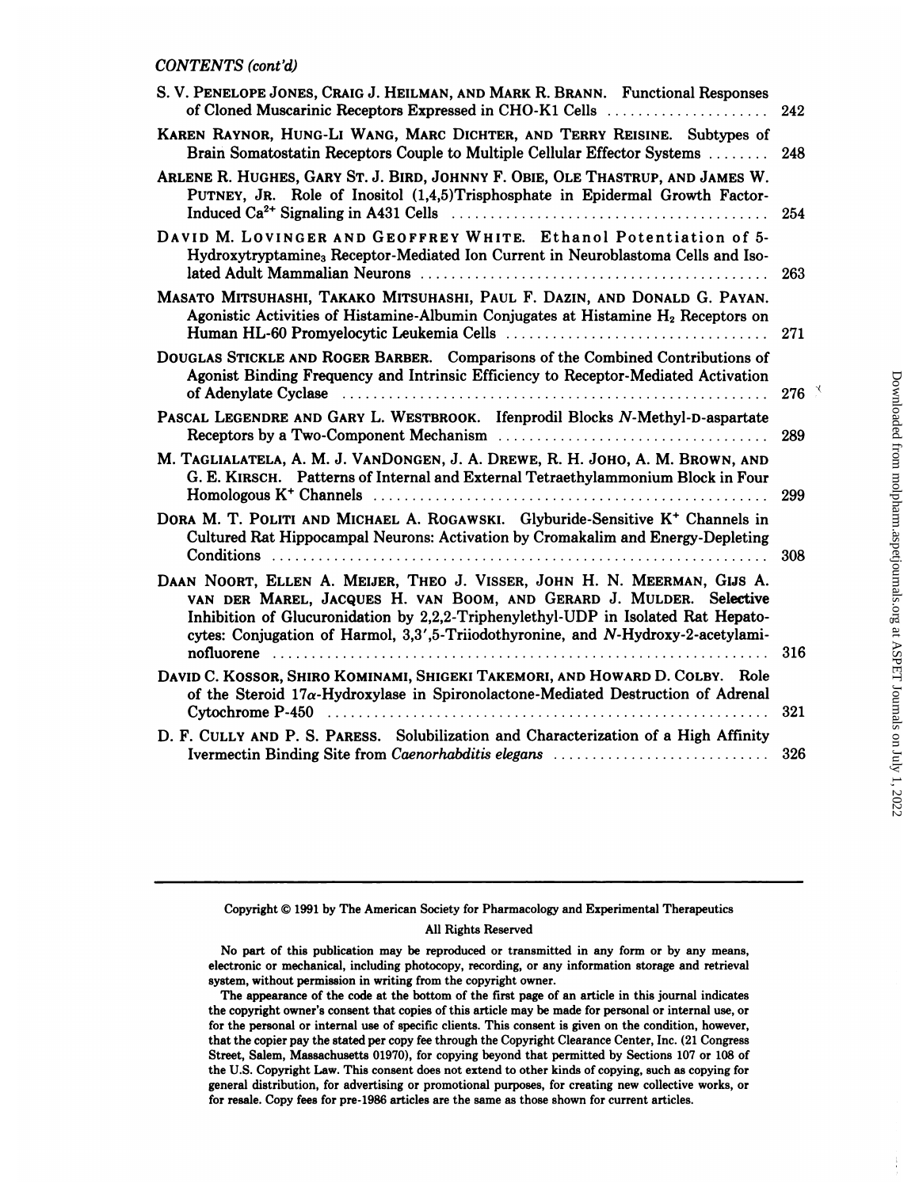*CONTENTS (cont'd)*

S. V. Penelope Jones, Craig J. Heilman, and Mark R. Brann. Functional Responses of Cloned Muscarinic Receptors Expressed in CHO-K1 Cells ..................... 242

Karen Raynor, Hung-Li Wang, Marc Dichter, and Terry Reisine. Subtypes of Brain Somatostatin Receptors Couple to Multiple Cellular Effector Systems ........ 248

Arlene R. Hughes, Gary St. J. Bird, Johnny F. Obie, Ole Thastrup, and James W. Putney, Jr. Role of Inositol (1,4,5)Trisphosphate in Epidermal Growth Factor-Induced $Ca^{2+}$ Signaling in A431 Cells ........................................ 254

David M. Lovinger and Geoffrey White. Ethanol Potentiation of 5-Hydroxytryptamine$_3$ Receptor-Mediated Ion Current in Neuroblastoma Cells and Isolated Adult Mammalian Neurons ............................................ 263

Masato Mitsuhashi, Takako Mitsuhashi, Paul F. Dazin, and Donald G. Payan. Agonistic Activities of Histamine-Albumin Conjugates at Histamine $H_2$ Receptors on Human HL-60 Promyelocytic Leukemia Cells ................................. 271

Douglas Stickle and Roger Barber. Comparisons of the Combined Contributions of Agonist Binding Frequency and Intrinsic Efficiency to Receptor-Mediated Activation of Adenylate Cyclase ...................................................... 276

Pascal Legendre and Gary L. Westbrook. Ifenprodil Blocks *N*-Methyl-D-aspartate Receptors by a Two-Component Mechanism .................................. 289

M. Taglialatela, A. M. J. VanDongen, J. A. Drewe, R. H. Joho, A. M. Brown, and G. E. Kirsch. Patterns of Internal and External Tetraethylammonium Block in Four Homologous $K^+$ Channels ................................................... 299

Dora M. T. Politi and Michael A. Rogawski. Glyburide-Sensitive $K^+$ Channels in Cultured Rat Hippocampal Neurons: Activation by Cromakalim and Energy-Depleting Conditions .............................................................. 308

Daan Noort, Ellen A. Meijer, Theo J. Visser, John H. N. Meerman, Gijs A. van der Marel, Jacques H. van Boom, and Gerard J. Mulder. Selective Inhibition of Glucuronidation by 2,2,2-Triphenylethyl-UDP in Isolated Rat Hepatocytes: Conjugation of Harmol, 3,3′,5-Triiodothyronine, and *N*-Hydroxy-2-acetylaminofluorene .............................................................. 316

David C. Kossor, Shiro Kominami, Shigeki Takemori, and Howard D. Colby. Role of the Steroid 17$\alpha$-Hydroxylase in Spironolactone-Mediated Destruction of Adrenal Cytochrome P-450 ....................................................... 321

D. F. Cully and P. S. Paress. Solubilization and Characterization of a High Affinity Ivermectin Binding Site from *Caenorhabditis elegans* ........................... 326

---

Copyright © 1991 by The American Society for Pharmacology and Experimental Therapeutics

All Rights Reserved

No part of this publication may be reproduced or transmitted in any form or by any means, electronic or mechanical, including photocopy, recording, or any information storage and retrieval system, without permission in writing from the copyright owner.

The appearance of the code at the bottom of the first page of an article in this journal indicates the copyright owner's consent that copies of this article may be made for personal or internal use, or for the personal or internal use of specific clients. This consent is given on the condition, however, that the copier pay the stated per copy fee through the Copyright Clearance Center, Inc. (21 Congress Street, Salem, Massachusetts 01970), for copying beyond that permitted by Sections 107 or 108 of the U.S. Copyright Law. This consent does not extend to other kinds of copying, such as copying for general distribution, for advertising or promotional purposes, for creating new collective works, or for resale. Copy fees for pre-1986 articles are the same as those shown for current articles.